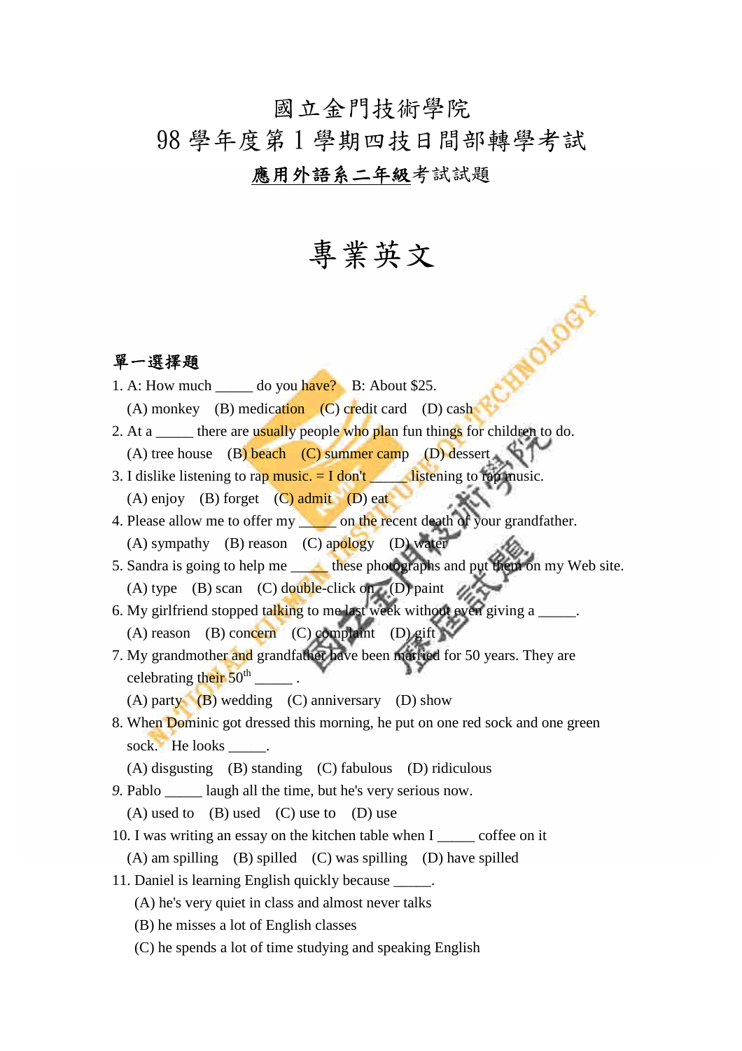# 國立金門技術學院
# 98 學年度第 1 學期四技日間部轉學考試
## 應用外語系二年級考試試題

# 專業英文

**單一選擇題**

1. A: How much _____ do you have? B: About $25.
   (A) monkey (B) medication (C) credit card (D) cash
2. At a _____ there are usually people who plan fun things for children to do.
   (A) tree house (B) beach (C) summer camp (D) dessert
3. I dislike listening to rap music. = I don't _____ listening to rap music.
   (A) enjoy (B) forget (C) admit (D) eat
4. Please allow me to offer my _____ on the recent death of your grandfather.
   (A) sympathy (B) reason (C) apology (D) water
5. Sandra is going to help me _____ these photographs and put them on my Web site.
   (A) type (B) scan (C) double-click on (D) paint
6. My girlfriend stopped talking to me last week without even giving a _____.
   (A) reason (B) concern (C) complaint (D) gift
7. My grandmother and grandfather have been married for 50 years. They are celebrating their 50th _____ .
   (A) party (B) wedding (C) anniversary (D) show
8. When Dominic got dressed this morning, he put on one red sock and one green sock. He looks _____.
   (A) disgusting (B) standing (C) fabulous (D) ridiculous
9. Pablo _____ laugh all the time, but he's very serious now.
   (A) used to (B) used (C) use to (D) use
10. I was writing an essay on the kitchen table when I _____ coffee on it
    (A) am spilling (B) spilled (C) was spilling (D) have spilled
11. Daniel is learning English quickly because _____.
    (A) he's very quiet in class and almost never talks
    (B) he misses a lot of English classes
    (C) he spends a lot of time studying and speaking English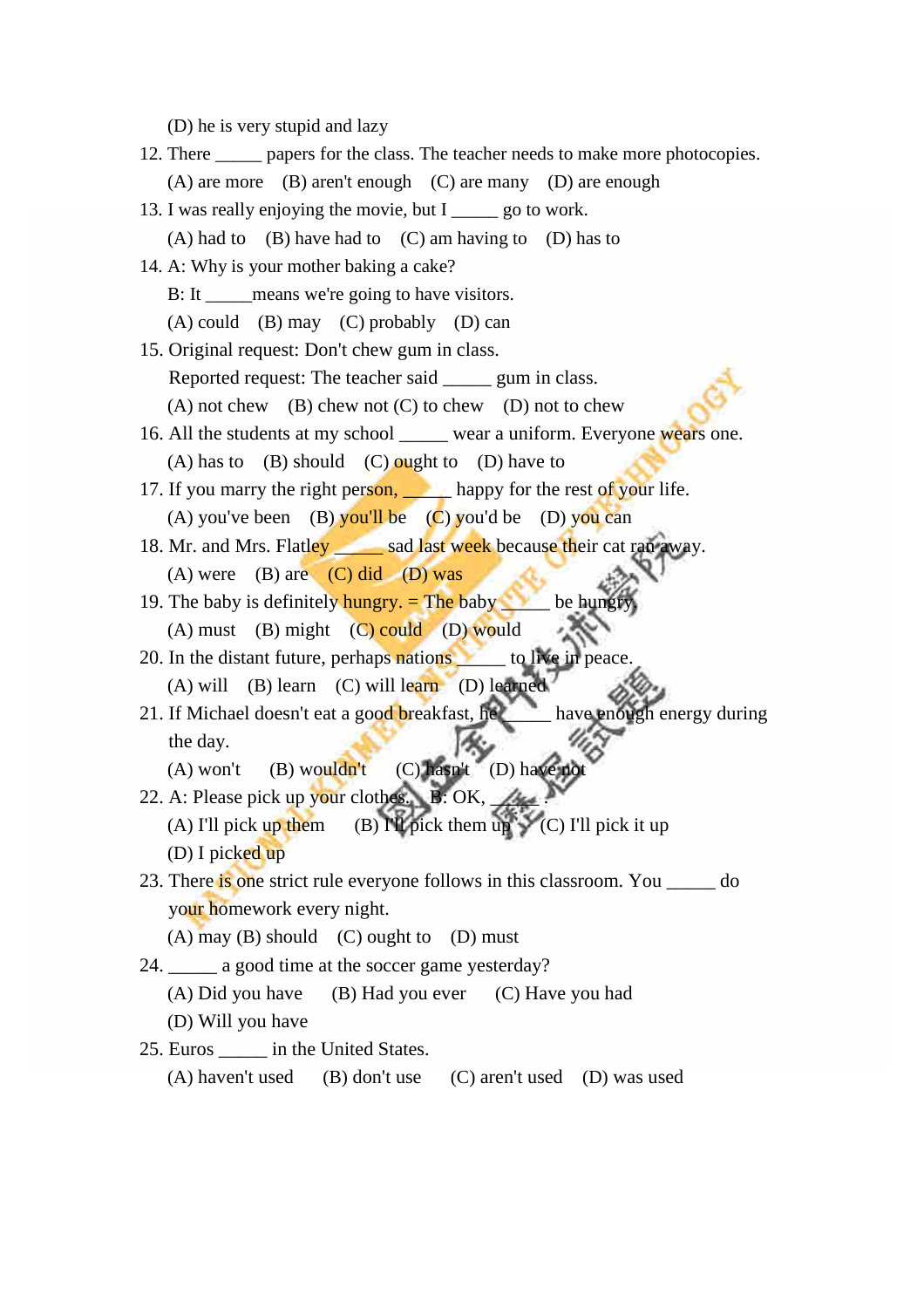(D) he is very stupid and lazy

12. There _____ papers for the class. The teacher needs to make more photocopies.
    (A) are more (B) aren't enough (C) are many (D) are enough
13. I was really enjoying the movie, but I _____ go to work.
    (A) had to (B) have had to (C) am having to (D) has to
14. A: Why is your mother baking a cake?
    B: It _____means we're going to have visitors.
    (A) could (B) may (C) probably (D) can
15. Original request: Don't chew gum in class.
    Reported request: The teacher said _____ gum in class.
    (A) not chew (B) chew not (C) to chew (D) not to chew
16. All the students at my school _____ wear a uniform. Everyone wears one.
    (A) has to (B) should (C) ought to (D) have to
17. If you marry the right person, _____ happy for the rest of your life.
    (A) you've been (B) you'll be (C) you'd be (D) you can
18. Mr. and Mrs. Flatley _____ sad last week because their cat ran away.
    (A) were (B) are (C) did (D) was
19. The baby is definitely hungry. = The baby _____ be hungry.
    (A) must (B) might (C) could (D) would
20. In the distant future, perhaps nations _____ to live in peace.
    (A) will (B) learn (C) will learn (D) learned
21. If Michael doesn't eat a good breakfast, he _____ have enough energy during the day.
    (A) won't (B) wouldn't (C) hasn't (D) have not
22. A: Please pick up your clothes. B: OK, _____ .
    (A) I'll pick up them (B) I'll pick them up (C) I'll pick it up
    (D) I picked up
23. There is one strict rule everyone follows in this classroom. You _____ do your homework every night.
    (A) may (B) should (C) ought to (D) must
24. _____ a good time at the soccer game yesterday?
    (A) Did you have (B) Had you ever (C) Have you had
    (D) Will you have
25. Euros _____ in the United States.
    (A) haven't used (B) don't use (C) aren't used (D) was used